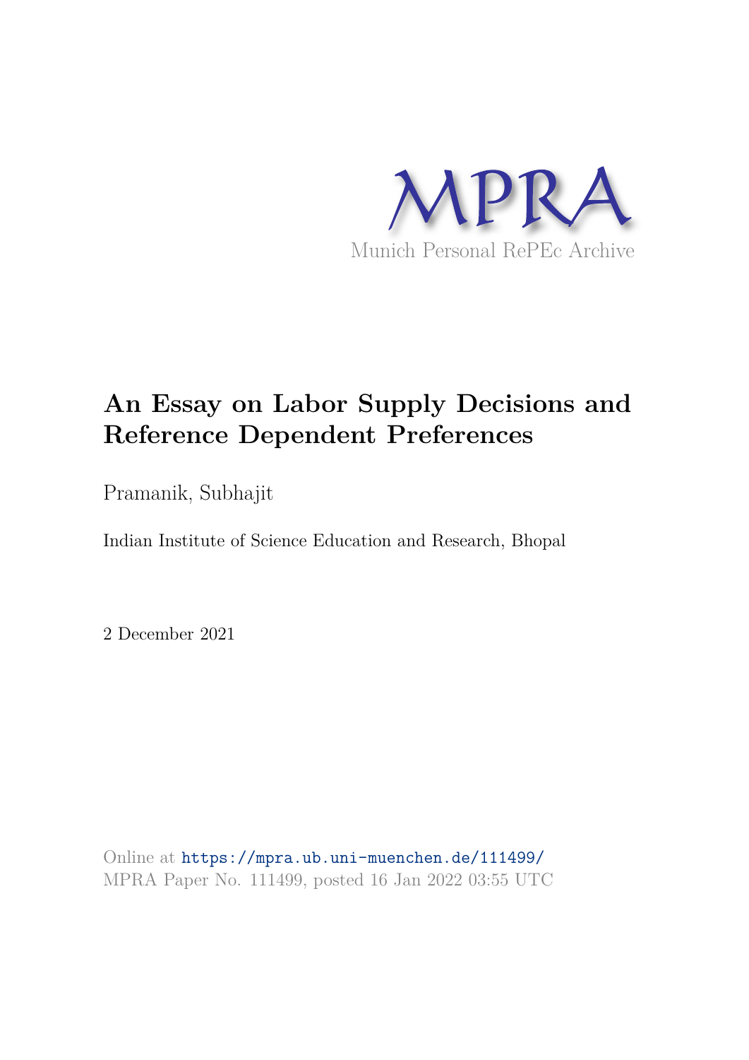MPRA

Munich Personal RePEc Archive

# An Essay on Labor Supply Decisions and Reference Dependent Preferences

Pramanik, Subhajit

Indian Institute of Science Education and Research, Bhopal

2 December 2021

Online at https://mpra.ub.uni-muenchen.de/111499/
MPRA Paper No. 111499, posted 16 Jan 2022 03:55 UTC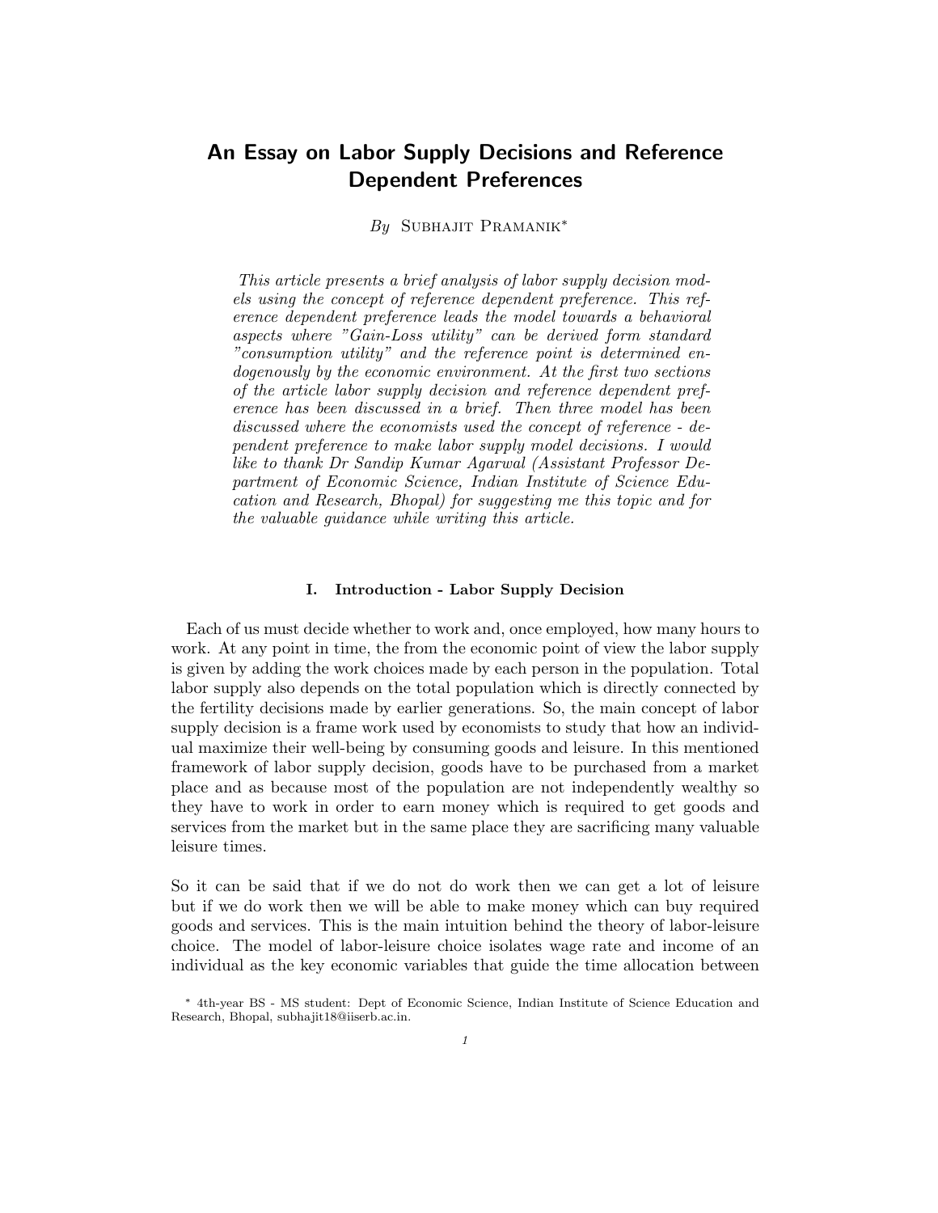# An Essay on Labor Supply Decisions and Reference Dependent Preferences

*By* Subhajit Pramanik*

*This article presents a brief analysis of labor supply decision models using the concept of reference dependent preference. This reference dependent preference leads the model towards a behavioral aspects where "Gain-Loss utility" can be derived form standard "consumption utility" and the reference point is determined endogenously by the economic environment. At the first two sections of the article labor supply decision and reference dependent preference has been discussed in a brief. Then three model has been discussed where the economists used the concept of reference - dependent preference to make labor supply model decisions. I would like to thank Dr Sandip Kumar Agarwal (Assistant Professor Department of Economic Science, Indian Institute of Science Education and Research, Bhopal) for suggesting me this topic and for the valuable guidance while writing this article.*

## I. Introduction - Labor Supply Decision

Each of us must decide whether to work and, once employed, how many hours to work. At any point in time, the from the economic point of view the labor supply is given by adding the work choices made by each person in the population. Total labor supply also depends on the total population which is directly connected by the fertility decisions made by earlier generations. So, the main concept of labor supply decision is a frame work used by economists to study that how an individual maximize their well-being by consuming goods and leisure. In this mentioned framework of labor supply decision, goods have to be purchased from a market place and as because most of the population are not independently wealthy so they have to work in order to earn money which is required to get goods and services from the market but in the same place they are sacrificing many valuable leisure times.

So it can be said that if we do not do work then we can get a lot of leisure but if we do work then we will be able to make money which can buy required goods and services. This is the main intuition behind the theory of labor-leisure choice. The model of labor-leisure choice isolates wage rate and income of an individual as the key economic variables that guide the time allocation between

\* 4th-year BS - MS student: Dept of Economic Science, Indian Institute of Science Education and Research, Bhopal, subhajit18@iiserb.ac.in.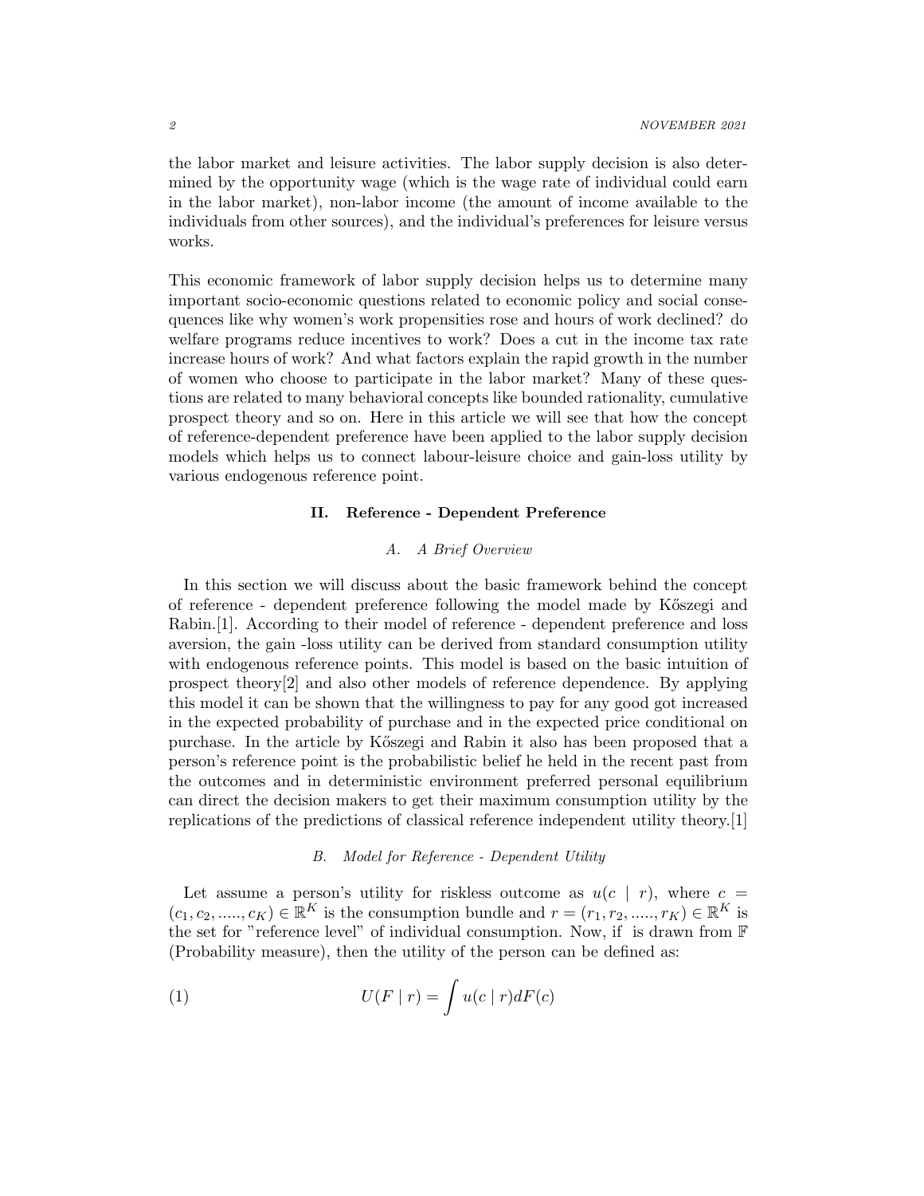the labor market and leisure activities. The labor supply decision is also determined by the opportunity wage (which is the wage rate of individual could earn in the labor market), non-labor income (the amount of income available to the individuals from other sources), and the individual's preferences for leisure versus works.

This economic framework of labor supply decision helps us to determine many important socio-economic questions related to economic policy and social consequences like why women's work propensities rose and hours of work declined? do welfare programs reduce incentives to work? Does a cut in the income tax rate increase hours of work? And what factors explain the rapid growth in the number of women who choose to participate in the labor market? Many of these questions are related to many behavioral concepts like bounded rationality, cumulative prospect theory and so on. Here in this article we will see that how the concept of reference-dependent preference have been applied to the labor supply decision models which helps us to connect labour-leisure choice and gain-loss utility by various endogenous reference point.

## II. Reference - Dependent Preference

### A. A Brief Overview

In this section we will discuss about the basic framework behind the concept of reference - dependent preference following the model made by Kőszegi and Rabin.[1]. According to their model of reference - dependent preference and loss aversion, the gain -loss utility can be derived from standard consumption utility with endogenous reference points. This model is based on the basic intuition of prospect theory[2] and also other models of reference dependence. By applying this model it can be shown that the willingness to pay for any good got increased in the expected probability of purchase and in the expected price conditional on purchase. In the article by Kőszegi and Rabin it also has been proposed that a person's reference point is the probabilistic belief he held in the recent past from the outcomes and in deterministic environment preferred personal equilibrium can direct the decision makers to get their maximum consumption utility by the replications of the predictions of classical reference independent utility theory.[1]

### B. Model for Reference - Dependent Utility

Let assume a person's utility for riskless outcome as $u(c \mid r)$, where $c = (c_1, c_2, ....., c_K) \in \mathbb{R}^K$ is the consumption bundle and $r = (r_1, r_2, ....., r_K) \in \mathbb{R}^K$ is the set for "reference level" of individual consumption. Now, if is drawn from $\mathbb{F}$ (Probability measure), then the utility of the person can be defined as:

$$U(F \mid r) = \int u(c \mid r) dF(c) \tag{1}$$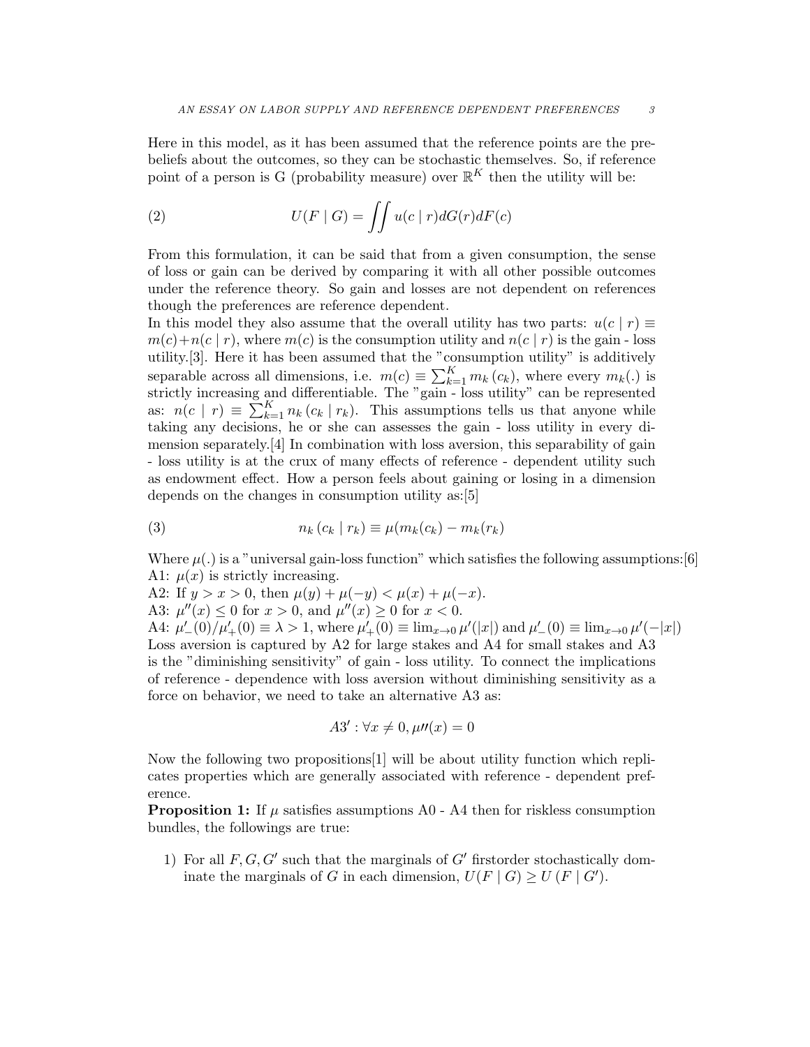Here in this model, as it has been assumed that the reference points are the pre-beliefs about the outcomes, so they can be stochastic themselves. So, if reference point of a person is G (probability measure) over $\mathbb{R}^K$ then the utility will be:

$$U(F \mid G) = \iint u(c \mid r) dG(r) dF(c) \tag{2}$$

From this formulation, it can be said that from a given consumption, the sense of loss or gain can be derived by comparing it with all other possible outcomes under the reference theory. So gain and losses are not dependent on references though the preferences are reference dependent.
In this model they also assume that the overall utility has two parts: $u(c \mid r) \equiv m(c) + n(c \mid r)$, where $m(c)$ is the consumption utility and $n(c \mid r)$ is the gain - loss utility.[3]. Here it has been assumed that the "consumption utility" is additively separable across all dimensions, i.e. $m(c) \equiv \sum_{k=1}^{K} m_k(c_k)$, where every $m_k(.)$ is strictly increasing and differentiable. The "gain - loss utility" can be represented as: $n(c \mid r) \equiv \sum_{k=1}^{K} n_k(c_k \mid r_k)$. This assumptions tells us that anyone while taking any decisions, he or she can assesses the gain - loss utility in every dimension separately.[4] In combination with loss aversion, this separability of gain - loss utility is at the crux of many effects of reference - dependent utility such as endowment effect. How a person feels about gaining or losing in a dimension depends on the changes in consumption utility as:[5]

$$n_k(c_k \mid r_k) \equiv \mu(m_k(c_k) - m_k(r_k)) \tag{3}$$

Where $\mu(.)$ is a "universal gain-loss function" which satisfies the following assumptions:[6]
A1: $\mu(x)$ is strictly increasing.
A2: If $y > x > 0$, then $\mu(y) + \mu(-y) < \mu(x) + \mu(-x)$.
A3: $\mu''(x) \leq 0$ for $x > 0$, and $\mu''(x) \geq 0$ for $x < 0$.
A4: $\mu'_-(0)/\mu'_+(0) \equiv \lambda > 1$, where $\mu'_+(0) \equiv \lim_{x\to 0} \mu'(|x|)$ and $\mu'_-(0) \equiv \lim_{x\to 0} \mu'(-|x|)$
Loss aversion is captured by A2 for large stakes and A4 for small stakes and A3 is the "diminishing sensitivity" of gain - loss utility. To connect the implications of reference - dependence with loss aversion without diminishing sensitivity as a force on behavior, we need to take an alternative A3 as:

$$A3' : \forall x \neq 0, \mu''(x) = 0$$

Now the following two propositions[1] will be about utility function which replicates properties which are generally associated with reference - dependent preference.
**Proposition 1:** If $\mu$ satisfies assumptions A0 - A4 then for riskless consumption bundles, the followings are true:

1) For all $F, G, G'$ such that the marginals of $G'$ firstorder stochastically dominate the marginals of $G$ in each dimension, $U(F \mid G) \geq U(F \mid G')$.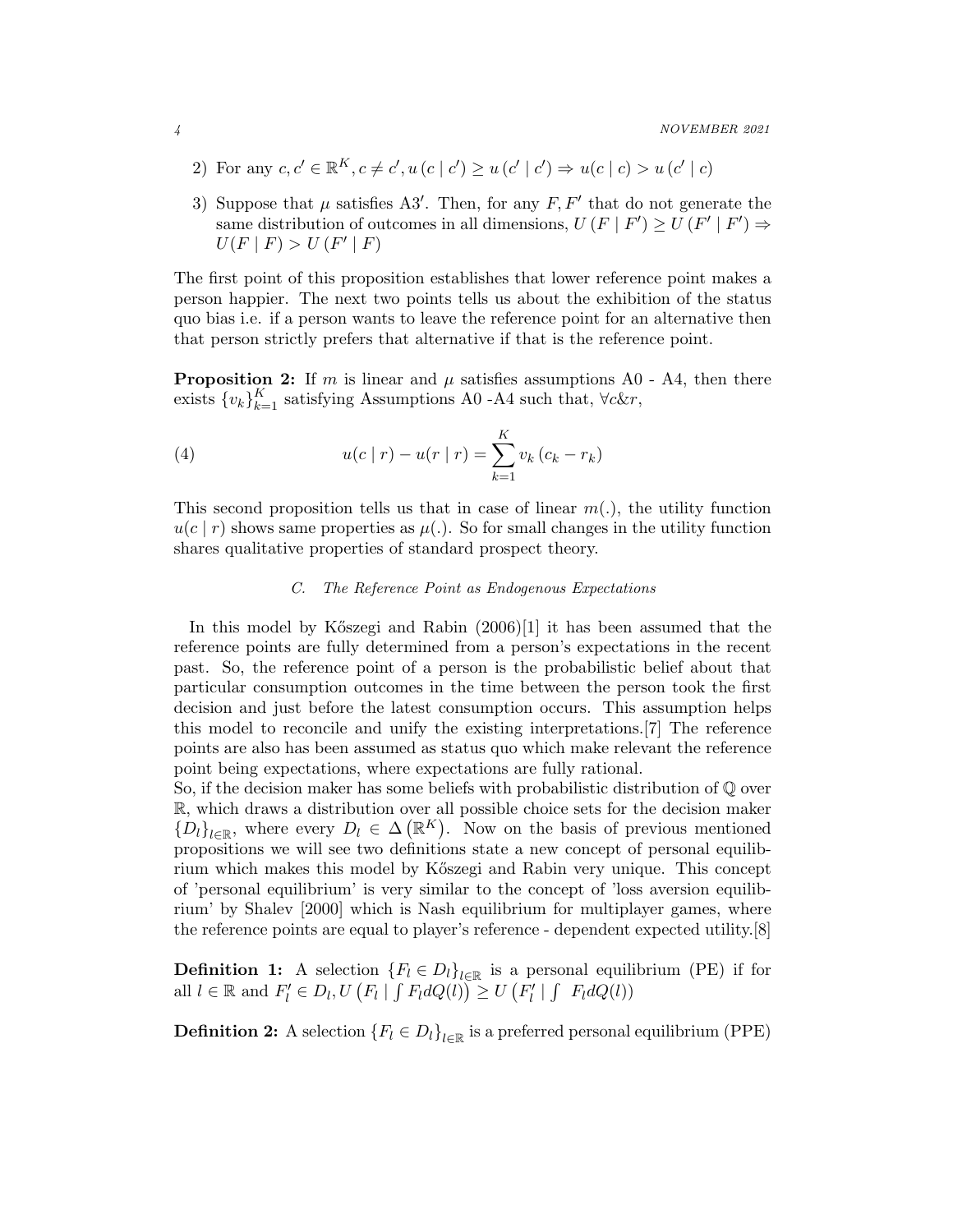2) For any $c, c' \in \mathbb{R}^K, c \neq c', u(c \mid c') \geq u(c' \mid c') \Rightarrow u(c \mid c) > u(c' \mid c)$

3) Suppose that $\mu$ satisfies A3$'$. Then, for any $F, F'$ that do not generate the same distribution of outcomes in all dimensions, $U(F \mid F') \geq U(F' \mid F') \Rightarrow U(F \mid F) > U(F' \mid F)$

The first point of this proposition establishes that lower reference point makes a person happier. The next two points tells us about the exhibition of the status quo bias i.e. if a person wants to leave the reference point for an alternative then that person strictly prefers that alternative if that is the reference point.

**Proposition 2:** If $m$ is linear and $\mu$ satisfies assumptions A0 - A4, then there exists $\{v_k\}_{k=1}^{K}$ satisfying Assumptions A0 -A4 such that, $\forall c \& r$,

$$u(c \mid r) - u(r \mid r) = \sum_{k=1}^{K} v_k(c_k - r_k) \tag{4}$$

This second proposition tells us that in case of linear $m(.)$, the utility function $u(c \mid r)$ shows same properties as $\mu(.)$. So for small changes in the utility function shares qualitative properties of standard prospect theory.

### *C. The Reference Point as Endogenous Expectations*

In this model by Kőszegi and Rabin (2006)[1] it has been assumed that the reference points are fully determined from a person's expectations in the recent past. So, the reference point of a person is the probabilistic belief about that particular consumption outcomes in the time between the person took the first decision and just before the latest consumption occurs. This assumption helps this model to reconcile and unify the existing interpretations.[7] The reference points are also has been assumed as status quo which make relevant the reference point being expectations, where expectations are fully rational.

So, if the decision maker has some beliefs with probabilistic distribution of $\mathbb{Q}$ over $\mathbb{R}$, which draws a distribution over all possible choice sets for the decision maker $\{D_l\}_{l \in \mathbb{R}}$, where every $D_l \in \Delta(\mathbb{R}^K)$. Now on the basis of previous mentioned propositions we will see two definitions state a new concept of personal equilibrium which makes this model by Kőszegi and Rabin very unique. This concept of 'personal equilibrium' is very similar to the concept of 'loss aversion equilibrium' by Shalev [2000] which is Nash equilibrium for multiplayer games, where the reference points are equal to player's reference - dependent expected utility.[8]

**Definition 1:** A selection $\{F_l \in D_l\}_{l \in \mathbb{R}}$ is a personal equilibrium (PE) if for all $l \in \mathbb{R}$ and $F_l' \in D_l, U\left(F_l \mid \int F_l dQ(l)\right) \geq U\left(F_l' \mid \int F_l dQ(l)\right)$

**Definition 2:** A selection $\{F_l \in D_l\}_{l \in \mathbb{R}}$ is a preferred personal equilibrium (PPE)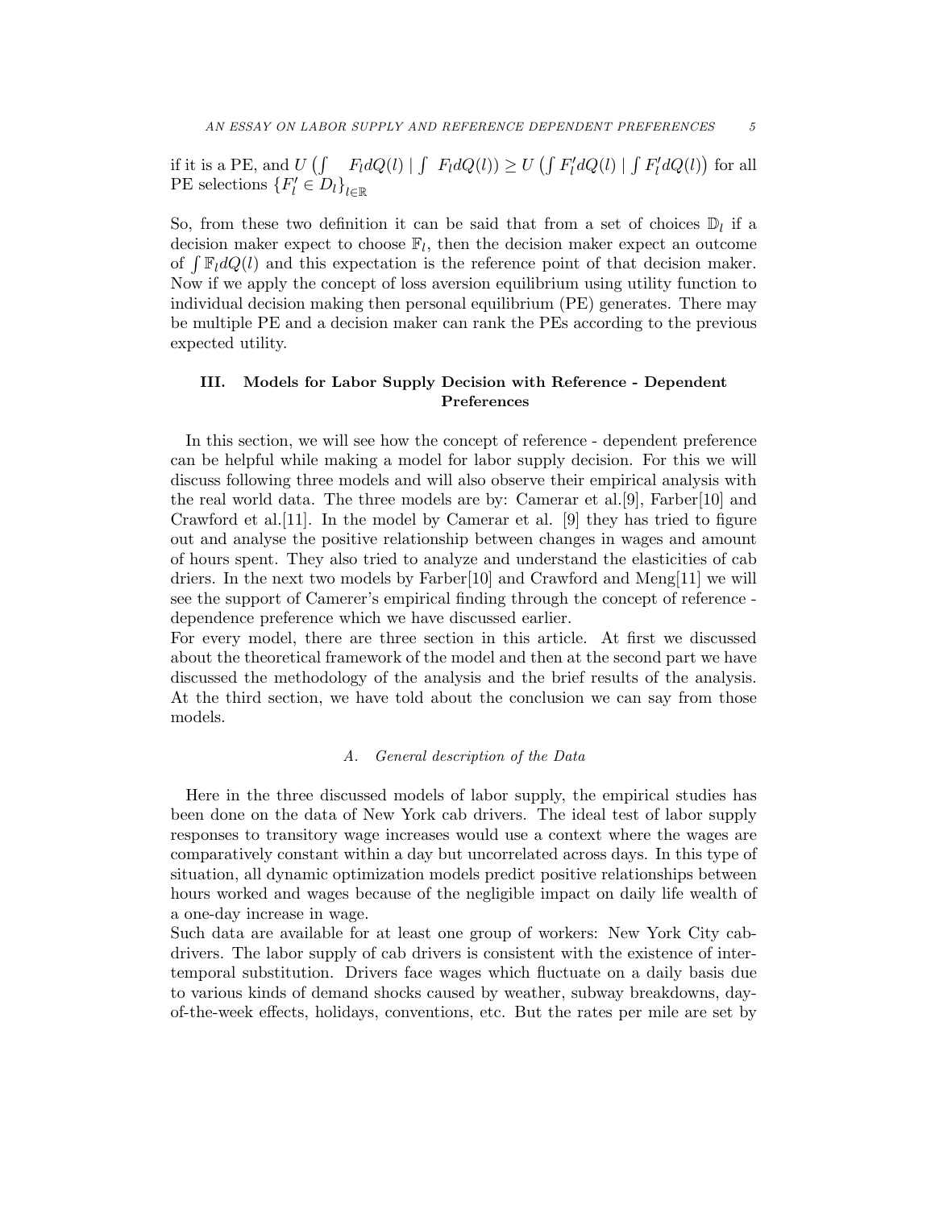if it is a PE, and $U\left(\int F_l dQ(l) \mid \int F_l dQ(l)\right) \geq U\left(\int F_l' dQ(l) \mid \int F_l' dQ(l)\right)$ for all PE selections $\{F_l' \in D_l\}_{l\in\mathbb{R}}$

So, from these two definition it can be said that from a set of choices $\mathbb{D}_l$ if a decision maker expect to choose $\mathbb{F}_l$, then the decision maker expect an outcome of $\int \mathbb{F}_l dQ(l)$ and this expectation is the reference point of that decision maker. Now if we apply the concept of loss aversion equilibrium using utility function to individual decision making then personal equilibrium (PE) generates. There may be multiple PE and a decision maker can rank the PEs according to the previous expected utility.

## III. Models for Labor Supply Decision with Reference - Dependent Preferences

In this section, we will see how the concept of reference - dependent preference can be helpful while making a model for labor supply decision. For this we will discuss following three models and will also observe their empirical analysis with the real world data. The three models are by: Camerar et al.[9], Farber[10] and Crawford et al.[11]. In the model by Camerar et al. [9] they has tried to figure out and analyse the positive relationship between changes in wages and amount of hours spent. They also tried to analyze and understand the elasticities of cab driers. In the next two models by Farber[10] and Crawford and Meng[11] we will see the support of Camerer's empirical finding through the concept of reference - dependence preference which we have discussed earlier.
For every model, there are three section in this article. At first we discussed about the theoretical framework of the model and then at the second part we have discussed the methodology of the analysis and the brief results of the analysis. At the third section, we have told about the conclusion we can say from those models.

### A. *General description of the Data*

Here in the three discussed models of labor supply, the empirical studies has been done on the data of New York cab drivers. The ideal test of labor supply responses to transitory wage increases would use a context where the wages are comparatively constant within a day but uncorrelated across days. In this type of situation, all dynamic optimization models predict positive relationships between hours worked and wages because of the negligible impact on daily life wealth of a one-day increase in wage.
Such data are available for at least one group of workers: New York City cab-drivers. The labor supply of cab drivers is consistent with the existence of intertemporal substitution. Drivers face wages which fluctuate on a daily basis due to various kinds of demand shocks caused by weather, subway breakdowns, day-of-the-week effects, holidays, conventions, etc. But the rates per mile are set by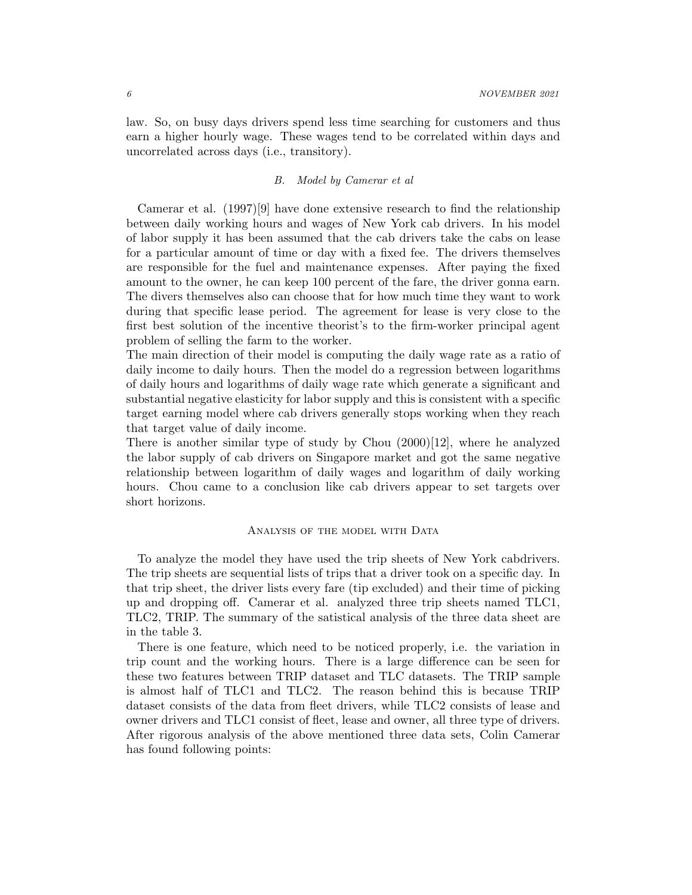law. So, on busy days drivers spend less time searching for customers and thus earn a higher hourly wage. These wages tend to be correlated within days and uncorrelated across days (i.e., transitory).

### B. *Model by Camerar et al*

Camerar et al. (1997)[9] have done extensive research to find the relationship between daily working hours and wages of New York cab drivers. In his model of labor supply it has been assumed that the cab drivers take the cabs on lease for a particular amount of time or day with a fixed fee. The drivers themselves are responsible for the fuel and maintenance expenses. After paying the fixed amount to the owner, he can keep 100 percent of the fare, the driver gonna earn. The divers themselves also can choose that for how much time they want to work during that specific lease period. The agreement for lease is very close to the first best solution of the incentive theorist's to the firm-worker principal agent problem of selling the farm to the worker.

The main direction of their model is computing the daily wage rate as a ratio of daily income to daily hours. Then the model do a regression between logarithms of daily hours and logarithms of daily wage rate which generate a significant and substantial negative elasticity for labor supply and this is consistent with a specific target earning model where cab drivers generally stops working when they reach that target value of daily income.

There is another similar type of study by Chou (2000)[12], where he analyzed the labor supply of cab drivers on Singapore market and got the same negative relationship between logarithm of daily wages and logarithm of daily working hours. Chou came to a conclusion like cab drivers appear to set targets over short horizons.

### Analysis of the model with Data

To analyze the model they have used the trip sheets of New York cabdrivers. The trip sheets are sequential lists of trips that a driver took on a specific day. In that trip sheet, the driver lists every fare (tip excluded) and their time of picking up and dropping off. Camerar et al. analyzed three trip sheets named TLC1, TLC2, TRIP. The summary of the satistical analysis of the three data sheet are in the table 3.

There is one feature, which need to be noticed properly, i.e. the variation in trip count and the working hours. There is a large difference can be seen for these two features between TRIP dataset and TLC datasets. The TRIP sample is almost half of TLC1 and TLC2. The reason behind this is because TRIP dataset consists of the data from fleet drivers, while TLC2 consists of lease and owner drivers and TLC1 consist of fleet, lease and owner, all three type of drivers. After rigorous analysis of the above mentioned three data sets, Colin Camerar has found following points: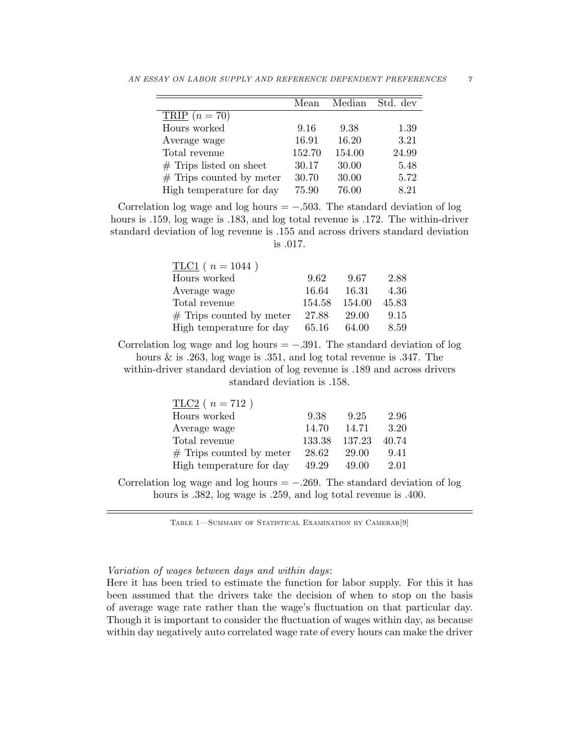| | Mean | Median | Std. dev |
|---|---|---|---|
| TRIP ($n = 70$) | | | |
| Hours worked | 9.16 | 9.38 | 1.39 |
| Average wage | 16.91 | 16.20 | 3.21 |
| Total revenue | 152.70 | 154.00 | 24.99 |
| # Trips listed on sheet | 30.17 | 30.00 | 5.48 |
| # Trips counted by meter | 30.70 | 30.00 | 5.72 |
| High temperature for day | 75.90 | 76.00 | 8.21 |

Correlation log wage and log hours = −.503. The standard deviation of log hours is .159, log wage is .183, and log total revenue is .172. The within-driver standard deviation of log revenue is .155 and across drivers standard deviation is .017.

| | Mean | Median | Std. dev |
|---|---|---|---|
| TLC1 ( $n = 1044$ ) | | | |
| Hours worked | 9.62 | 9.67 | 2.88 |
| Average wage | 16.64 | 16.31 | 4.36 |
| Total revenue | 154.58 | 154.00 | 45.83 |
| # Trips counted by meter | 27.88 | 29.00 | 9.15 |
| High temperature for day | 65.16 | 64.00 | 8.59 |

Correlation log wage and log hours = −.391. The standard deviation of log hours & is .263, log wage is .351, and log total revenue is .347. The within-driver standard deviation of log revenue is .189 and across drivers standard deviation is .158.

| | Mean | Median | Std. dev |
|---|---|---|---|
| TLC2 ( $n = 712$ ) | | | |
| Hours worked | 9.38 | 9.25 | 2.96 |
| Average wage | 14.70 | 14.71 | 3.20 |
| Total revenue | 133.38 | 137.23 | 40.74 |
| # Trips counted by meter | 28.62 | 29.00 | 9.41 |
| High temperature for day | 49.29 | 49.00 | 2.01 |

Correlation log wage and log hours = −.269. The standard deviation of log hours is .382, log wage is .259, and log total revenue is .400.

Table 1—Summary of Statistical Examination by Camerar[9]

*Variation of wages between days and within days*:
Here it has been tried to estimate the function for labor supply. For this it has been assumed that the drivers take the decision of when to stop on the basis of average wage rate rather than the wage's fluctuation on that particular day. Though it is important to consider the fluctuation of wages within day, as because within day negatively auto correlated wage rate of every hours can make the driver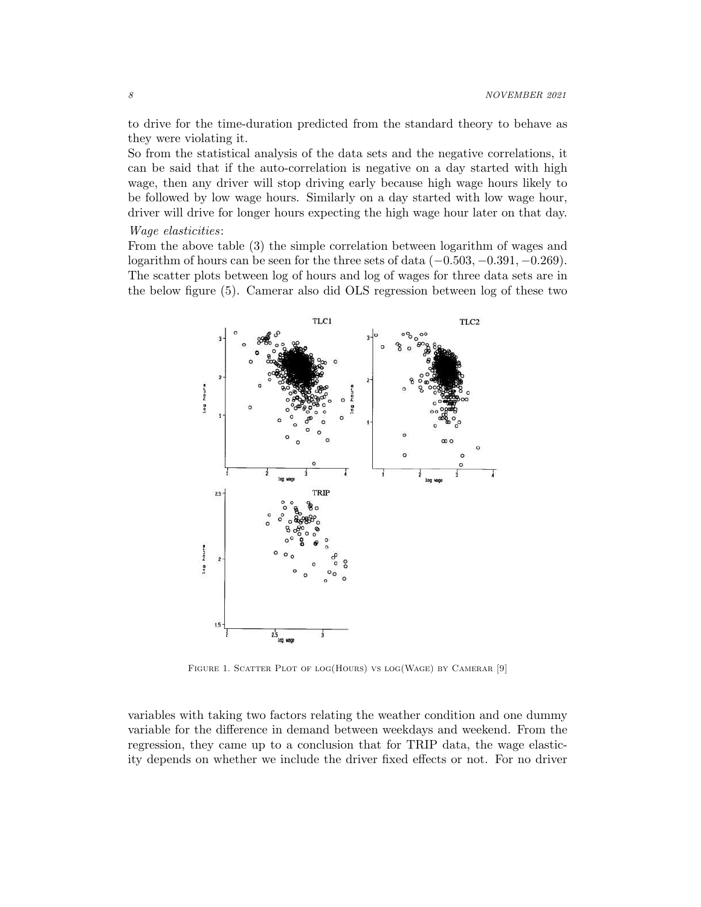to drive for the time-duration predicted from the standard theory to behave as they were violating it.
So from the statistical analysis of the data sets and the negative correlations, it can be said that if the auto-correlation is negative on a day started with high wage, then any driver will stop driving early because high wage hours likely to be followed by low wage hours. Similarly on a day started with low wage hour, driver will drive for longer hours expecting the high wage hour later on that day.

*Wage elasticities*:

From the above table (3) the simple correlation between logarithm of wages and logarithm of hours can be seen for the three sets of data ($-0.503, -0.391, -0.269$). The scatter plots between log of hours and log of wages for three data sets are in the below figure (5). Camerar also did OLS regression between log of these two

Figure 1. Scatter Plot of log(Hours) vs log(Wage) by Camerar [9]

variables with taking two factors relating the weather condition and one dummy variable for the difference in demand between weekdays and weekend. From the regression, they came up to a conclusion that for TRIP data, the wage elasticity depends on whether we include the driver fixed effects or not. For no driver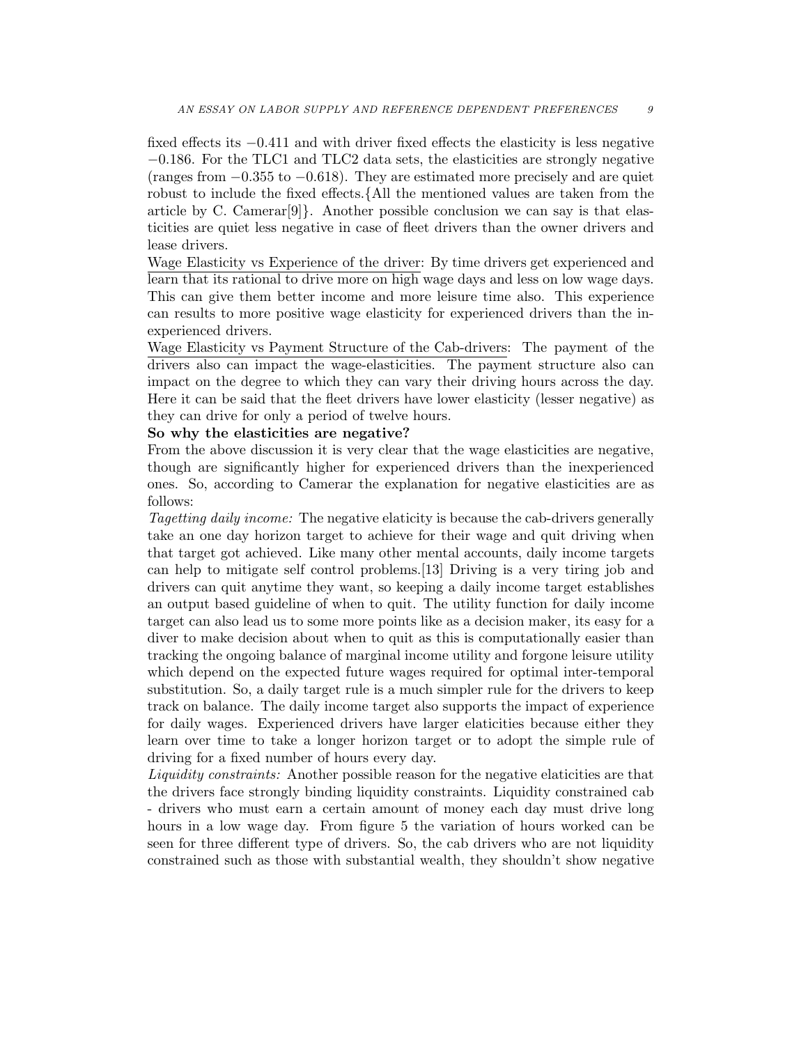fixed effects its $-0.411$ and with driver fixed effects the elasticity is less negative $-0.186$. For the TLC1 and TLC2 data sets, the elasticities are strongly negative (ranges from $-0.355$ to $-0.618$). They are estimated more precisely and are quiet robust to include the fixed effects.{All the mentioned values are taken from the article by C. Camerar[9]}. Another possible conclusion we can say is that elasticities are quiet less negative in case of fleet drivers than the owner drivers and lease drivers.

<u>Wage Elasticity vs Experience of the driver</u>: By time drivers get experienced and learn that its rational to drive more on high wage days and less on low wage days. This can give them better income and more leisure time also. This experience can results to more positive wage elasticity for experienced drivers than the inexperienced drivers.

<u>Wage Elasticity vs Payment Structure of the Cab-drivers</u>: The payment of the drivers also can impact the wage-elasticities. The payment structure also can impact on the degree to which they can vary their driving hours across the day. Here it can be said that the fleet drivers have lower elasticity (lesser negative) as they can drive for only a period of twelve hours.

**So why the elasticities are negative?**

From the above discussion it is very clear that the wage elasticities are negative, though are significantly higher for experienced drivers than the inexperienced ones. So, according to Camerar the explanation for negative elasticities are as follows:

*Tagetting daily income:* The negative elaticity is because the cab-drivers generally take an one day horizon target to achieve for their wage and quit driving when that target got achieved. Like many other mental accounts, daily income targets can help to mitigate self control problems.[13] Driving is a very tiring job and drivers can quit anytime they want, so keeping a daily income target establishes an output based guideline of when to quit. The utility function for daily income target can also lead us to some more points like as a decision maker, its easy for a diver to make decision about when to quit as this is computationally easier than tracking the ongoing balance of marginal income utility and forgone leisure utility which depend on the expected future wages required for optimal inter-temporal substitution. So, a daily target rule is a much simpler rule for the drivers to keep track on balance. The daily income target also supports the impact of experience for daily wages. Experienced drivers have larger elaticities because either they learn over time to take a longer horizon target or to adopt the simple rule of driving for a fixed number of hours every day.

*Liquidity constraints:* Another possible reason for the negative elaticities are that the drivers face strongly binding liquidity constraints. Liquidity constrained cab - drivers who must earn a certain amount of money each day must drive long hours in a low wage day. From figure 5 the variation of hours worked can be seen for three different type of drivers. So, the cab drivers who are not liquidity constrained such as those with substantial wealth, they shouldn't show negative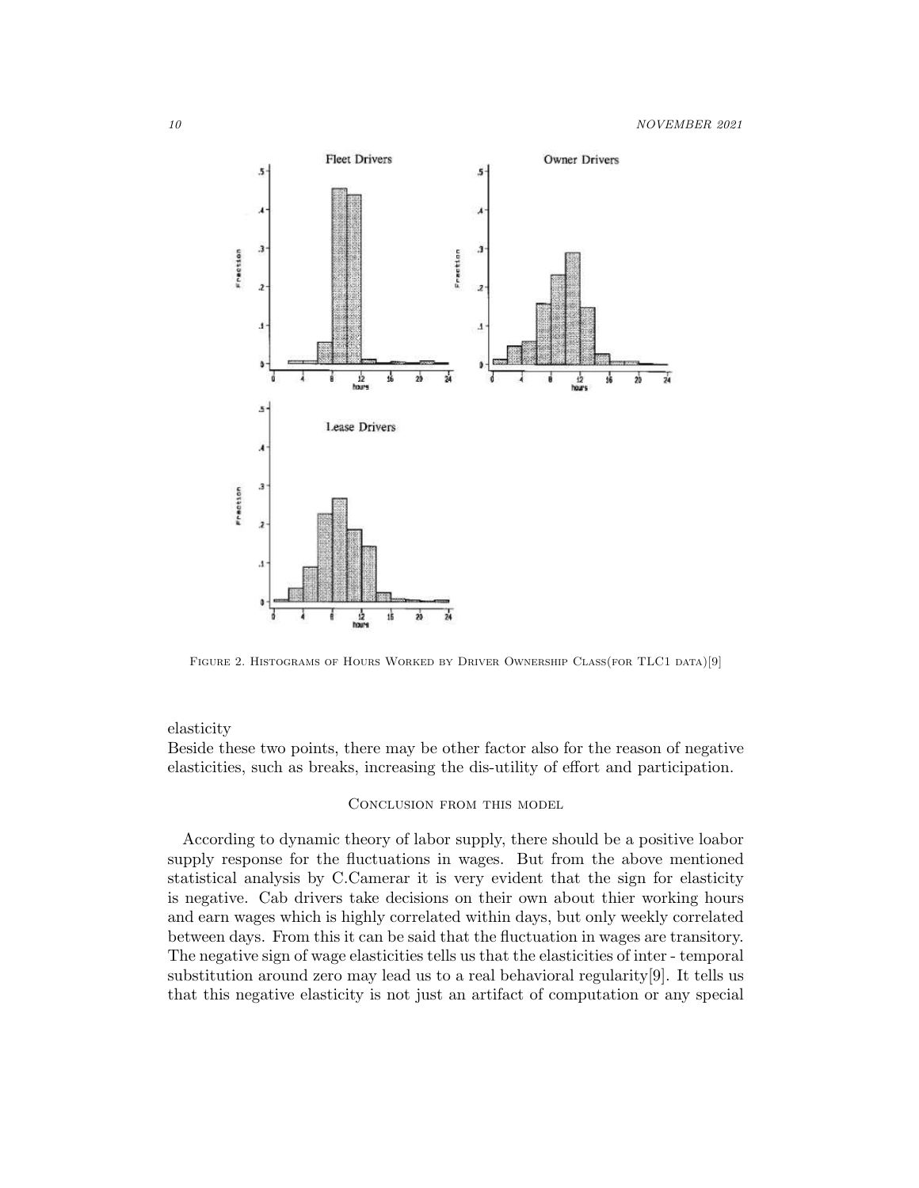FIGURE 2. HISTOGRAMS OF HOURS WORKED BY DRIVER OWNERSHIP CLASS(FOR TLC1 DATA)[9]

elasticity
Beside these two points, there may be other factor also for the reason of negative elasticities, such as breaks, increasing the dis-utility of effort and participation.

### CONCLUSION FROM THIS MODEL

According to dynamic theory of labor supply, there should be a positive loabor supply response for the fluctuations in wages. But from the above mentioned statistical analysis by C.Camerar it is very evident that the sign for elasticity is negative. Cab drivers take decisions on their own about thier working hours and earn wages which is highly correlated within days, but only weekly correlated between days. From this it can be said that the fluctuation in wages are transitory. The negative sign of wage elasticities tells us that the elasticities of inter - temporal substitution around zero may lead us to a real behavioral regularity[9]. It tells us that this negative elasticity is not just an artifact of computation or any special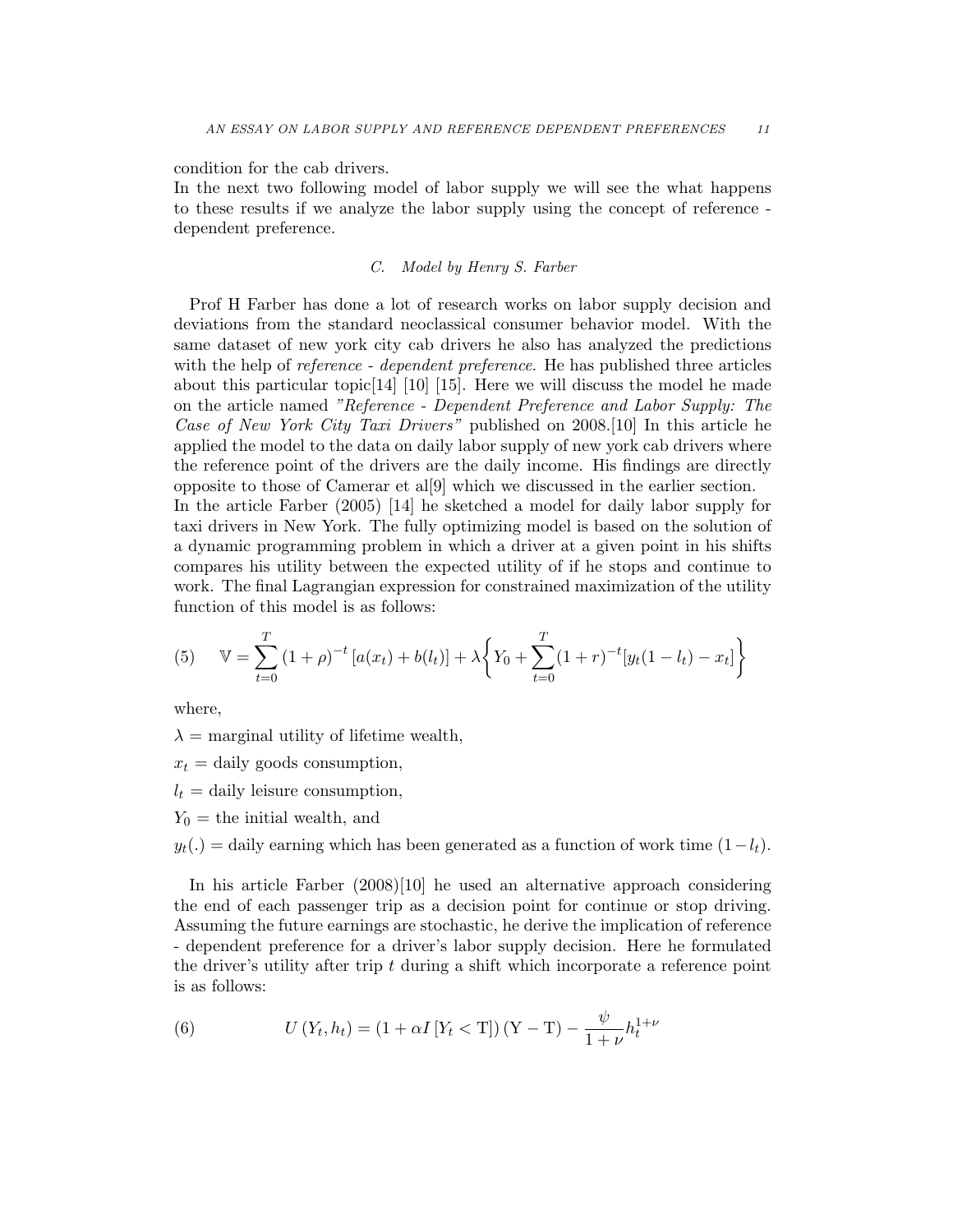condition for the cab drivers.
In the next two following model of labor supply we will see the what happens to these results if we analyze the labor supply using the concept of reference - dependent preference.

### C. Model by Henry S. Farber

Prof H Farber has done a lot of research works on labor supply decision and deviations from the standard neoclassical consumer behavior model. With the same dataset of new york city cab drivers he also has analyzed the predictions with the help of *reference - dependent preference*. He has published three articles about this particular topic[14] [10] [15]. Here we will discuss the model he made on the article named *"Reference - Dependent Preference and Labor Supply: The Case of New York City Taxi Drivers"* published on 2008.[10] In this article he applied the model to the data on daily labor supply of new york cab drivers where the reference point of the drivers are the daily income. His findings are directly opposite to those of Camerar et al[9] which we discussed in the earlier section.
In the article Farber (2005) [14] he sketched a model for daily labor supply for taxi drivers in New York. The fully optimizing model is based on the solution of a dynamic programming problem in which a driver at a given point in his shifts compares his utility between the expected utility of if he stops and continue to work. The final Lagrangian expression for constrained maximization of the utility function of this model is as follows:

$$\mathbb{V} = \sum_{t=0}^{T} (1+\rho)^{-t} \left[a(x_t) + b(l_t)\right] + \lambda \left\{ Y_0 + \sum_{t=0}^{T} (1+r)^{-t} [y_t(1-l_t) - x_t] \right\} \tag{5}$$

where,

$\lambda$ = marginal utility of lifetime wealth,

$x_t$ = daily goods consumption,

$l_t$ = daily leisure consumption,

$Y_0$ = the initial wealth, and

$y_t(.)$ = daily earning which has been generated as a function of work time $(1 - l_t)$.

In his article Farber (2008)[10] he used an alternative approach considering the end of each passenger trip as a decision point for continue or stop driving. Assuming the future earnings are stochastic, he derive the implication of reference - dependent preference for a driver's labor supply decision. Here he formulated the driver's utility after trip $t$ during a shift which incorporate a reference point is as follows:

$$U(Y_t, h_t) = (1 + \alpha I[Y_t < \mathrm{T}])(\mathrm{Y} - \mathrm{T}) - \frac{\psi}{1+\nu} h_t^{1+\nu} \tag{6}$$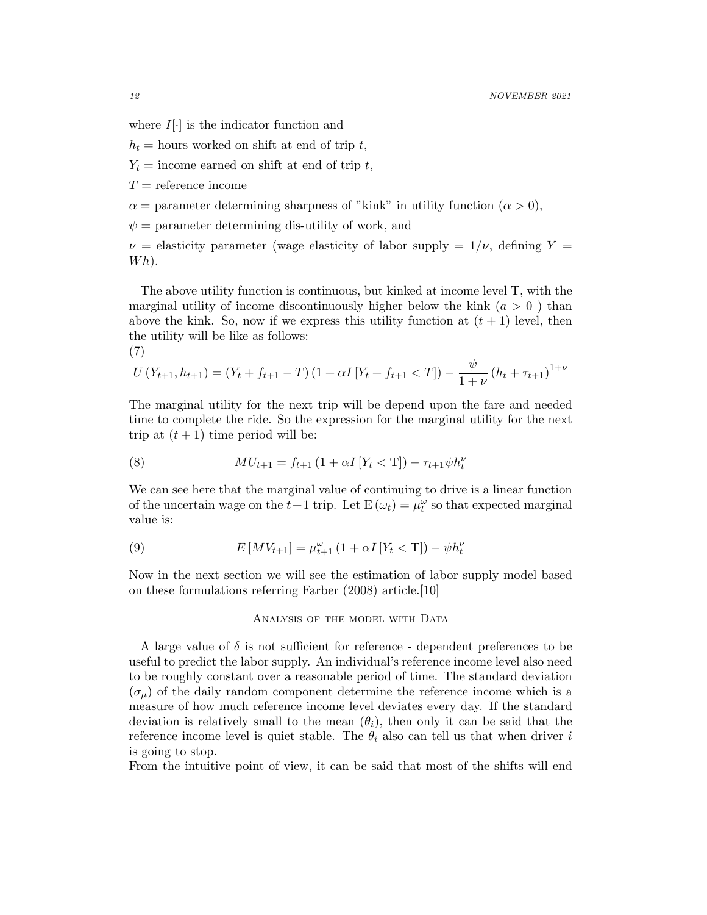where $I[\cdot]$ is the indicator function and

$h_t$ = hours worked on shift at end of trip $t$,

$Y_t$ = income earned on shift at end of trip $t$,

$T$ = reference income

$\alpha$ = parameter determining sharpness of "kink" in utility function ($\alpha > 0$),

$\psi$ = parameter determining dis-utility of work, and

$\nu$ = elasticity parameter (wage elasticity of labor supply = $1/\nu$, defining $Y = Wh$).

The above utility function is continuous, but kinked at income level T, with the marginal utility of income discontinuously higher below the kink ($a > 0$ ) than above the kink. So, now if we express this utility function at $(t+1)$ level, then the utility will be like as follows:

(7)

$$U(Y_{t+1}, h_{t+1}) = (Y_t + f_{t+1} - T)(1 + \alpha I[Y_t + f_{t+1} < T]) - \frac{\psi}{1+\nu}(h_t + \tau_{t+1})^{1+\nu}$$

The marginal utility for the next trip will be depend upon the fare and needed time to complete the ride. So the expression for the marginal utility for the next trip at $(t+1)$ time period will be:

$$MU_{t+1} = f_{t+1}(1 + \alpha I[Y_t < \mathrm{T}]) - \tau_{t+1}\psi h_t^{\nu} \tag{8}$$

We can see here that the marginal value of continuing to drive is a linear function of the uncertain wage on the $t+1$ trip. Let $\mathrm{E}(\omega_t) = \mu_t^{\omega}$ so that expected marginal value is:

$$E[MV_{t+1}] = \mu_{t+1}^{\omega}(1 + \alpha I[Y_t < \mathrm{T}]) - \psi h_t^{\nu} \tag{9}$$

Now in the next section we will see the estimation of labor supply model based on these formulations referring Farber (2008) article.[10]

## Analysis of the model with Data

A large value of $\delta$ is not sufficient for reference - dependent preferences to be useful to predict the labor supply. An individual's reference income level also need to be roughly constant over a reasonable period of time. The standard deviation ($\sigma_\mu$) of the daily random component determine the reference income which is a measure of how much reference income level deviates every day. If the standard deviation is relatively small to the mean ($\theta_i$), then only it can be said that the reference income level is quiet stable. The $\theta_i$ also can tell us that when driver $i$ is going to stop.

From the intuitive point of view, it can be said that most of the shifts will end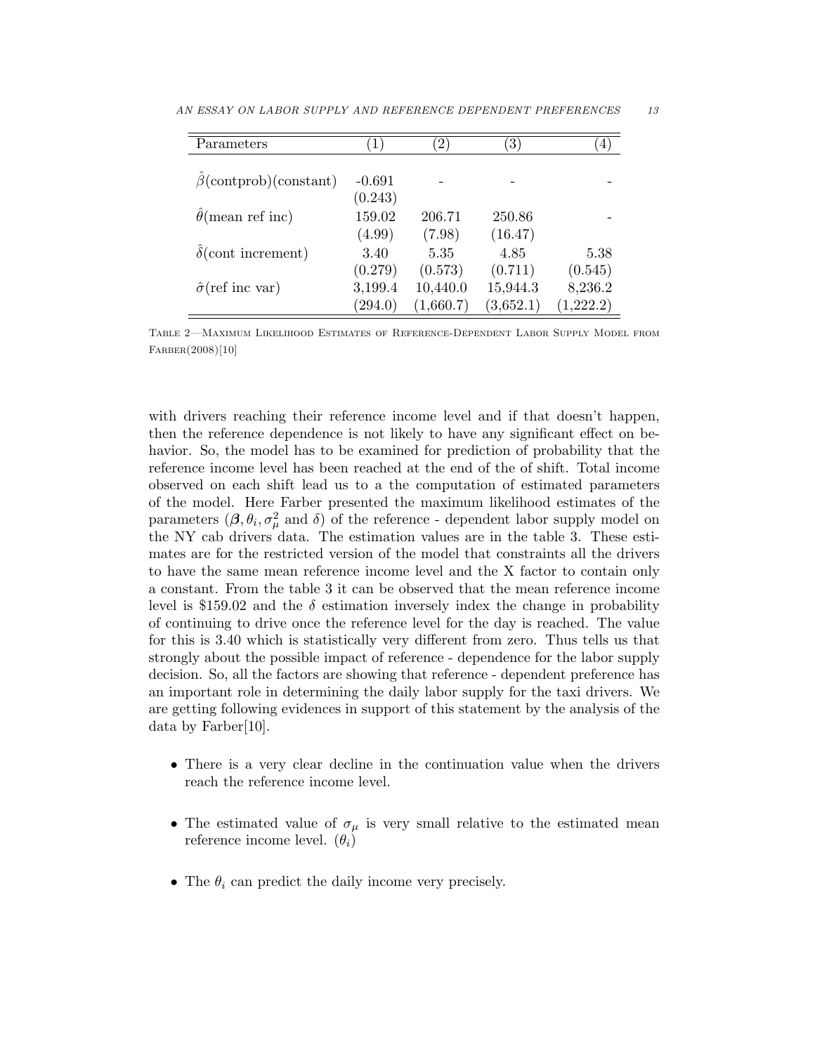| Parameters | (1) | (2) | (3) | (4) |
|---|---|---|---|---|
| $\hat{\beta}$(contprob)(constant) | -0.691 | - | - | - |
| | (0.243) | | | |
| $\hat{\theta}$(mean ref inc) | 159.02 | 206.71 | 250.86 | - |
| | (4.99) | (7.98) | (16.47) | |
| $\hat{\delta}$(cont increment) | 3.40 | 5.35 | 4.85 | 5.38 |
| | (0.279) | (0.573) | (0.711) | (0.545) |
| $\hat{\sigma}$(ref inc var) | 3,199.4 | 10,440.0 | 15,944.3 | 8,236.2 |
| | (294.0) | (1,660.7) | (3,652.1) | (1,222.2) |

Table 2—Maximum Likelihood Estimates of Reference-Dependent Labor Supply Model from Farber(2008)[10]

with drivers reaching their reference income level and if that doesn't happen, then the reference dependence is not likely to have any significant effect on behavior. So, the model has to be examined for prediction of probability that the reference income level has been reached at the end of the of shift. Total income observed on each shift lead us to a the computation of estimated parameters of the model. Here Farber presented the maximum likelihood estimates of the parameters ($\boldsymbol{\beta}, \theta_i, \sigma_\mu^2$ and $\delta$) of the reference - dependent labor supply model on the NY cab drivers data. The estimation values are in the table 3. These estimates are for the restricted version of the model that constraints all the drivers to have the same mean reference income level and the X factor to contain only a constant. From the table 3 it can be observed that the mean reference income level is \$159.02 and the $\delta$ estimation inversely index the change in probability of continuing to drive once the reference level for the day is reached. The value for this is 3.40 which is statistically very different from zero. Thus tells us that strongly about the possible impact of reference - dependence for the labor supply decision. So, all the factors are showing that reference - dependent preference has an important role in determining the daily labor supply for the taxi drivers. We are getting following evidences in support of this statement by the analysis of the data by Farber[10].

- There is a very clear decline in the continuation value when the drivers reach the reference income level.
- The estimated value of $\sigma_\mu$ is very small relative to the estimated mean reference income level. ($\theta_i$)
- The $\theta_i$ can predict the daily income very precisely.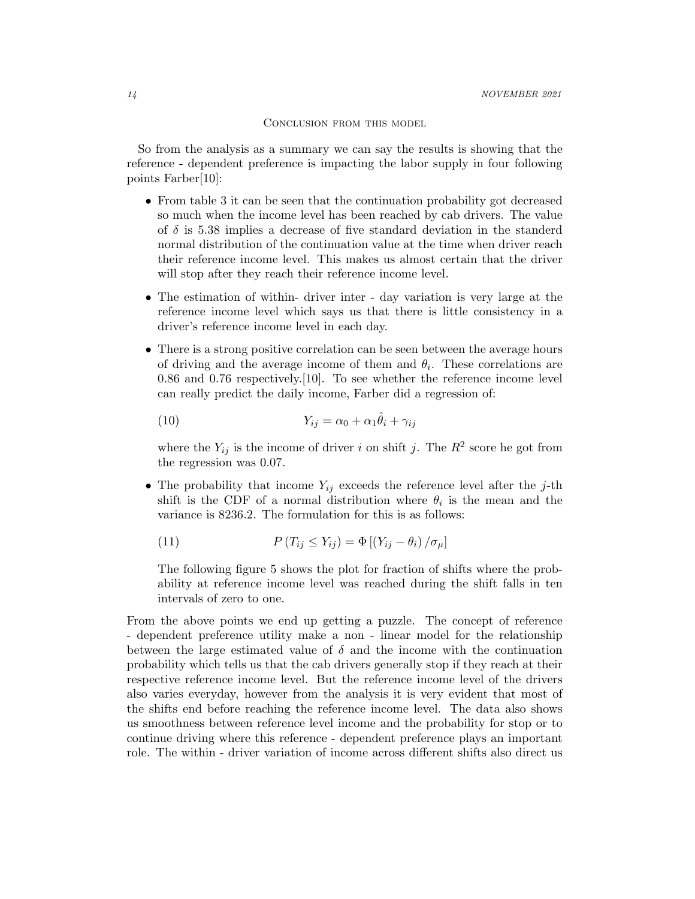### Conclusion from this model

So from the analysis as a summary we can say the results is showing that the reference - dependent preference is impacting the labor supply in four following points Farber[10]:

- From table 3 it can be seen that the continuation probability got decreased so much when the income level has been reached by cab drivers. The value of $\delta$ is 5.38 implies a decrease of five standard deviation in the standerd normal distribution of the continuation value at the time when driver reach their reference income level. This makes us almost certain that the driver will stop after they reach their reference income level.
- The estimation of within- driver inter - day variation is very large at the reference income level which says us that there is little consistency in a driver's reference income level in each day.
- There is a strong positive correlation can be seen between the average hours of driving and the average income of them and $\theta_i$. These correlations are 0.86 and 0.76 respectively.[10]. To see whether the reference income level can really predict the daily income, Farber did a regression of:

$$Y_{ij} = \alpha_0 + \alpha_1 \hat{\theta}_i + \gamma_{ij} \tag{10}$$

  where the $Y_{ij}$ is the income of driver $i$ on shift $j$. The $R^2$ score he got from the regression was 0.07.
- The probability that income $Y_{ij}$ exceeds the reference level after the $j$-th shift is the CDF of a normal distribution where $\theta_i$ is the mean and the variance is 8236.2. The formulation for this is as follows:

$$P\left(T_{ij} \leq Y_{ij}\right) = \Phi\left[\left(Y_{ij} - \theta_i\right) / \sigma_\mu\right] \tag{11}$$

  The following figure 5 shows the plot for fraction of shifts where the probability at reference income level was reached during the shift falls in ten intervals of zero to one.

From the above points we end up getting a puzzle. The concept of reference - dependent preference utility make a non - linear model for the relationship between the large estimated value of $\delta$ and the income with the continuation probability which tells us that the cab drivers generally stop if they reach at their respective reference income level. But the reference income level of the drivers also varies everyday, however from the analysis it is very evident that most of the shifts end before reaching the reference income level. The data also shows us smoothness between reference level income and the probability for stop or to continue driving where this reference - dependent preference plays an important role. The within - driver variation of income across different shifts also direct us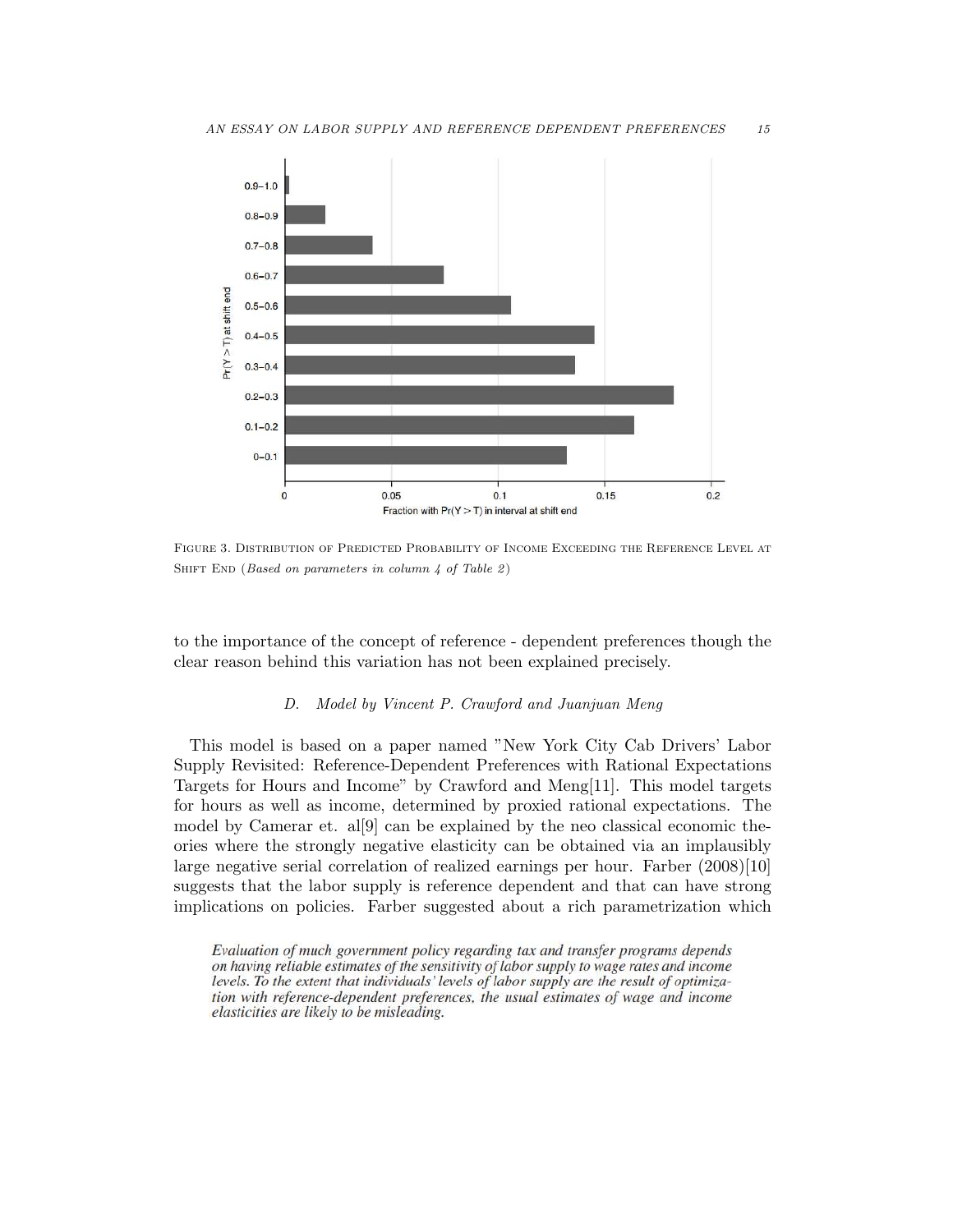Figure 3. Distribution of Predicted Probability of Income Exceeding the Reference Level at Shift End (*Based on parameters in column 4 of Table 2*)

to the importance of the concept of reference - dependent preferences though the clear reason behind this variation has not been explained precisely.

### D. Model by Vincent P. Crawford and Juanjuan Meng

This model is based on a paper named "New York City Cab Drivers' Labor Supply Revisited: Reference-Dependent Preferences with Rational Expectations Targets for Hours and Income" by Crawford and Meng[11]. This model targets for hours as well as income, determined by proxied rational expectations. The model by Camerar et. al[9] can be explained by the neo classical economic theories where the strongly negative elasticity can be obtained via an implausibly large negative serial correlation of realized earnings per hour. Farber (2008)[10] suggests that the labor supply is reference dependent and that can have strong implications on policies. Farber suggested about a rich parametrization which

> *Evaluation of much government policy regarding tax and transfer programs depends on having reliable estimates of the sensitivity of labor supply to wage rates and income levels. To the extent that individuals' levels of labor supply are the result of optimization with reference-dependent preferences, the usual estimates of wage and income elasticities are likely to be misleading.*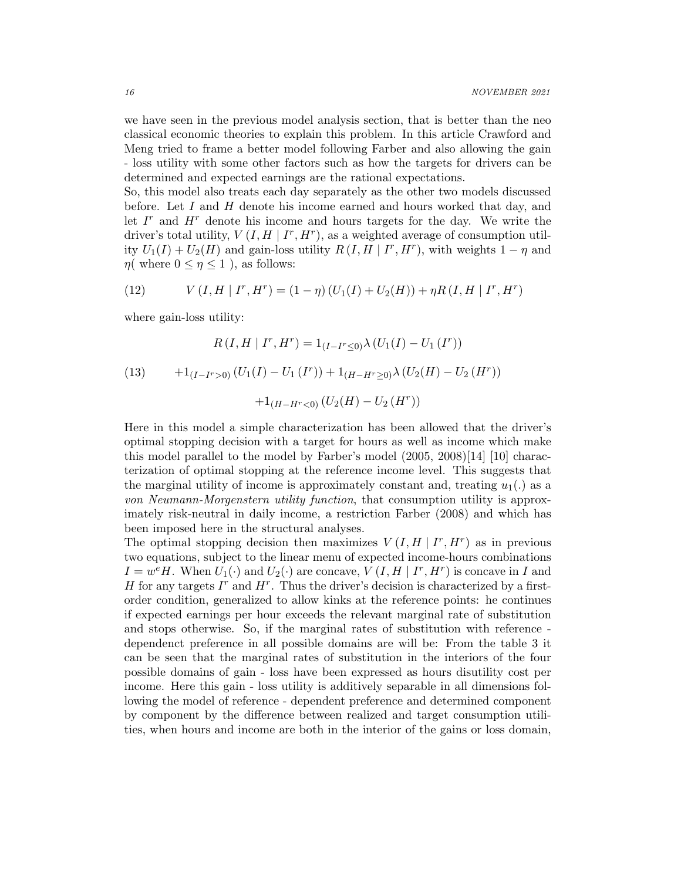we have seen in the previous model analysis section, that is better than the neo classical economic theories to explain this problem. In this article Crawford and Meng tried to frame a better model following Farber and also allowing the gain - loss utility with some other factors such as how the targets for drivers can be determined and expected earnings are the rational expectations.
So, this model also treats each day separately as the other two models discussed before. Let $I$ and $H$ denote his income earned and hours worked that day, and let $I^r$ and $H^r$ denote his income and hours targets for the day. We write the driver's total utility, $V\left(I, H \mid I^r, H^r\right)$, as a weighted average of consumption utility $U_1(I)+U_2(H)$ and gain-loss utility $R\left(I, H \mid I^r, H^r\right)$, with weights $1-\eta$ and $\eta$( where $0 \leq \eta \leq 1$ ), as follows:

$$V\left(I, H \mid I^r, H^r\right)=(1-\eta)\left(U_1(I)+U_2(H)\right)+\eta R\left(I, H \mid I^r, H^r\right) \tag{12}$$

where gain-loss utility:

$$\begin{aligned} R\left(I, H \mid I^r, H^r\right) &= 1_{\left(I-I^r \leq 0\right)} \lambda\left(U_1(I)-U_1\left(I^r\right)\right) \\ &+1_{\left(I-I^r>0\right)}\left(U_1(I)-U_1\left(I^r\right)\right)+1_{\left(H-H^r \geq 0\right)} \lambda\left(U_2(H)-U_2\left(H^r\right)\right) \\ &+1_{\left(H-H^r<0\right)}\left(U_2(H)-U_2\left(H^r\right)\right) \end{aligned} \tag{13}$$

Here in this model a simple characterization has been allowed that the driver's optimal stopping decision with a target for hours as well as income which make this model parallel to the model by Farber's model (2005, 2008)[14] [10] characterization of optimal stopping at the reference income level. This suggests that the marginal utility of income is approximately constant and, treating $u_1(.)$ as a *von Neumann-Morgenstern utility function*, that consumption utility is approximately risk-neutral in daily income, a restriction Farber (2008) and which has been imposed here in the structural analyses.
The optimal stopping decision then maximizes $V\left(I, H \mid I^r, H^r\right)$ as in previous two equations, subject to the linear menu of expected income-hours combinations $I=w^e H$. When $U_1(\cdot)$ and $U_2(\cdot)$ are concave, $V\left(I, H \mid I^r, H^r\right)$ is concave in $I$ and $H$ for any targets $I^r$ and $H^r$. Thus the driver's decision is characterized by a first-order condition, generalized to allow kinks at the reference points: he continues if expected earnings per hour exceeds the relevant marginal rate of substitution and stops otherwise. So, if the marginal rates of substitution with reference - dependenct preference in all possible domains are will be: From the table 3 it can be seen that the marginal rates of substitution in the interiors of the four possible domains of gain - loss have been expressed as hours disutility cost per income. Here this gain - loss utility is additively separable in all dimensions following the model of reference - dependent preference and determined component by component by the difference between realized and target consumption utilities, when hours and income are both in the interior of the gains or loss domain,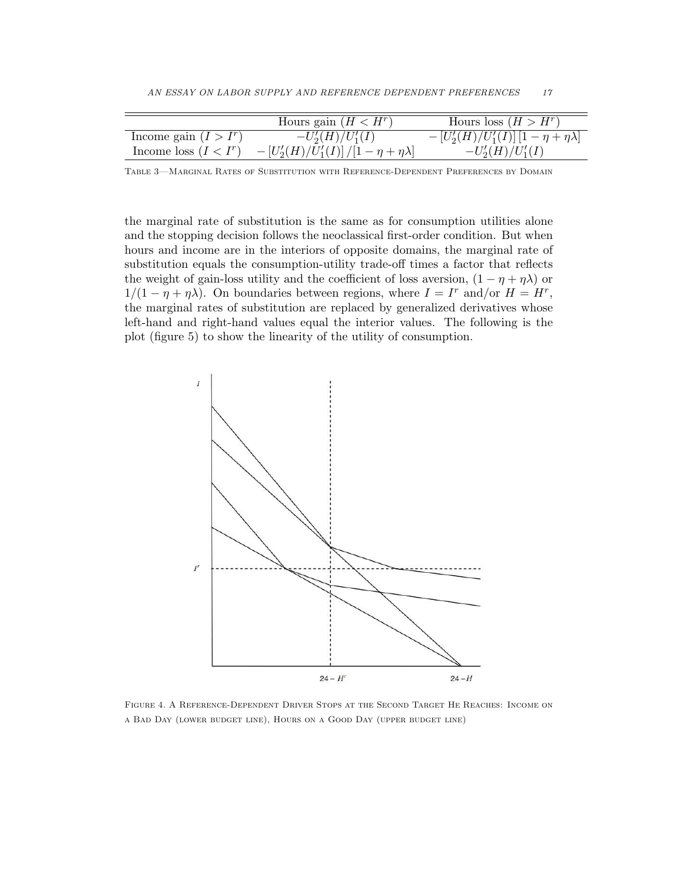|  | Hours gain ($H < H^r$) | Hours loss ($H > H^r$) |
| --- | --- | --- |
| Income gain ($I > I^r$) | $-U_2'(H)/U_1'(I)$ | $-[U_2'(H)/U_1'(I)]\,[1-\eta+\eta\lambda]$ |
| Income loss ($I < I^r$) | $-[U_2'(H)/U_1'(I)]\,/[1-\eta+\eta\lambda]$ | $-U_2'(H)/U_1'(I)$ |

Table 3—Marginal Rates of Substitution with Reference-Dependent Preferences by Domain

the marginal rate of substitution is the same as for consumption utilities alone and the stopping decision follows the neoclassical first-order condition. But when hours and income are in the interiors of opposite domains, the marginal rate of substitution equals the consumption-utility trade-off times a factor that reflects the weight of gain-loss utility and the coefficient of loss aversion, $(1 - \eta + \eta\lambda)$ or $1/(1 - \eta + \eta\lambda)$. On boundaries between regions, where $I = I^r$ and/or $H = H^r$, the marginal rates of substitution are replaced by generalized derivatives whose left-hand and right-hand values equal the interior values. The following is the plot (figure 5) to show the linearity of the utility of consumption.

Figure 4. A Reference-Dependent Driver Stops at the Second Target He Reaches: Income on a Bad Day (lower budget line), Hours on a Good Day (upper budget line)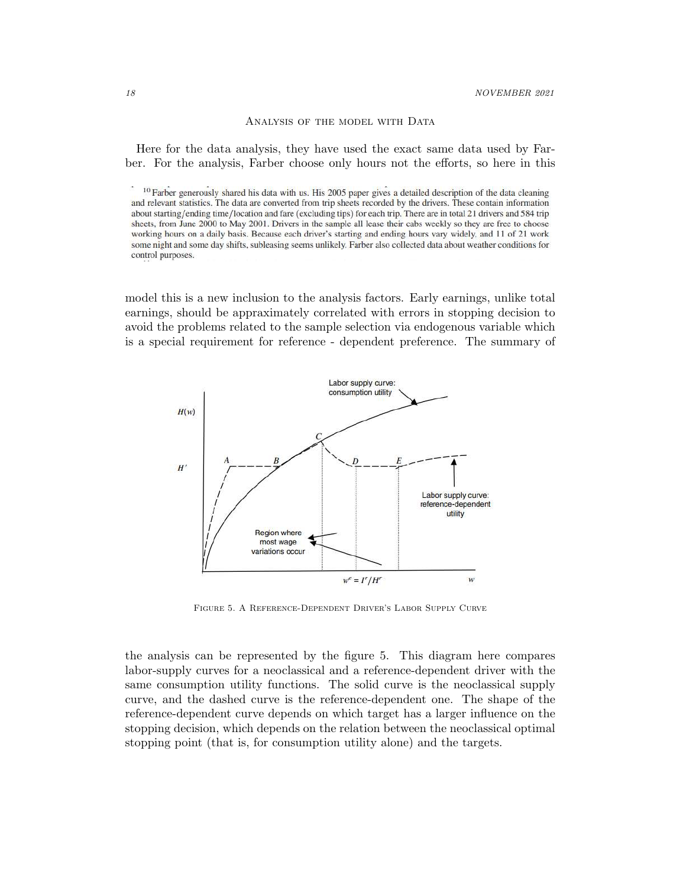## Analysis of the model with Data

Here for the data analysis, they have used the exact same data used by Farber. For the analysis, Farber choose only hours not the efforts, so here in this model this is a new inclusion to the analysis factors. Early earnings, unlike total earnings, should be appraximately correlated with errors in stopping decision to avoid the problems related to the sample selection via endogenous variable which is a special requirement for reference - dependent preference. The summary of the analysis can be represented by the figure 5. This diagram here compares labor-supply curves for a neoclassical and a reference-dependent driver with the same consumption utility functions. The solid curve is the neoclassical supply curve, and the dashed curve is the reference-dependent one. The shape of the reference-dependent curve depends on which target has a larger influence on the stopping decision, which depends on the relation between the neoclassical optimal stopping point (that is, for consumption utility alone) and the targets.

[10] Farber generously shared his data with us. His 2005 paper gives a detailed description of the data cleaning and relevant statistics. The data are converted from trip sheets recorded by the drivers. These contain information about starting/ending time/location and fare (excluding tips) for each trip. There are in total 21 drivers and 584 trip sheets, from June 2000 to May 2001. Drivers in the sample all lease their cabs weekly so they are free to choose working hours on a daily basis. Because each driver's starting and ending hours vary widely, and 11 of 21 work some night and some day shifts, subleasing seems unlikely. Farber also collected data about weather conditions for control purposes.

Figure 5. A Reference-Dependent Driver's Labor Supply Curve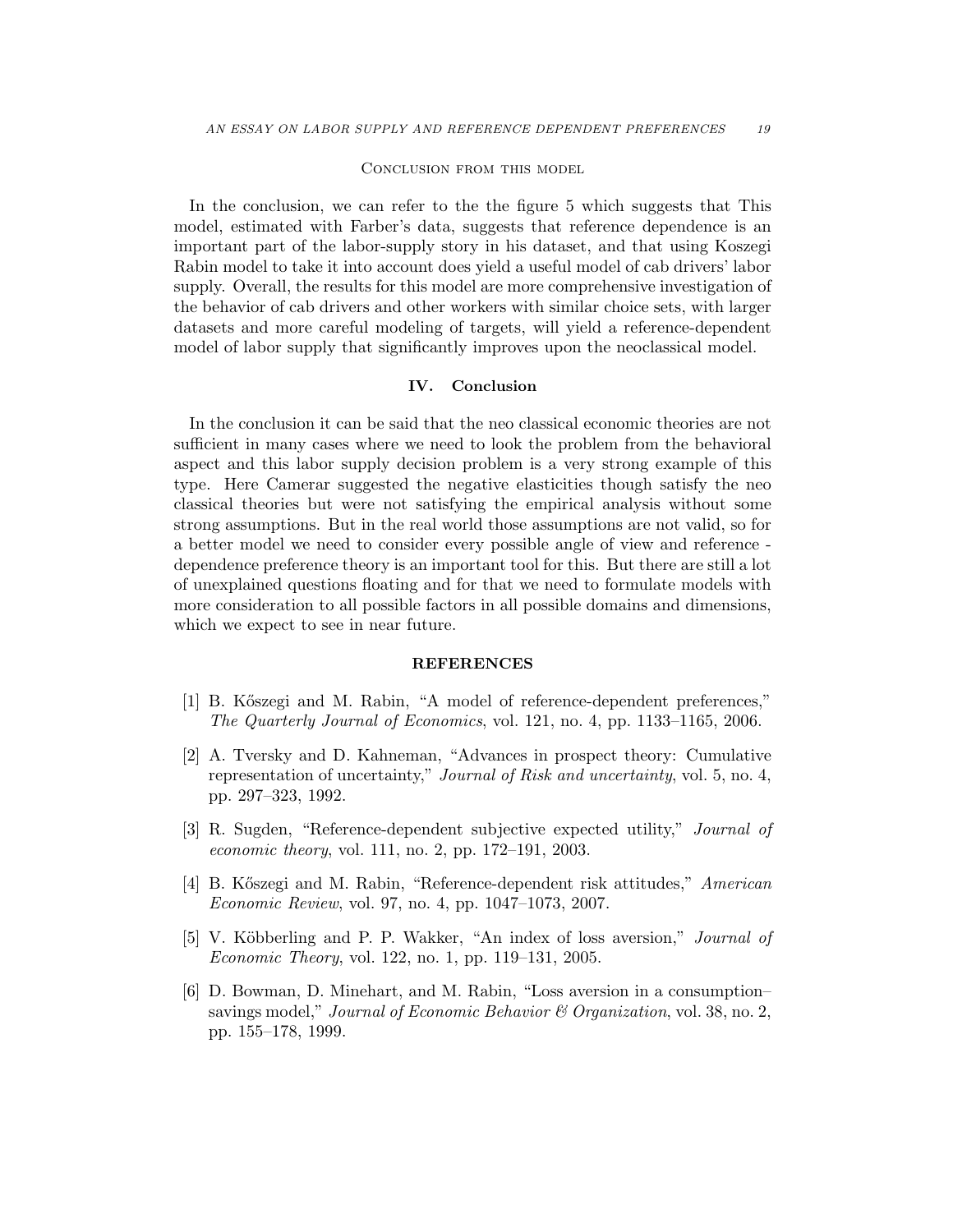Conclusion from this model

In the conclusion, we can refer to the the figure 5 which suggests that This model, estimated with Farber's data, suggests that reference dependence is an important part of the labor-supply story in his dataset, and that using Koszegi Rabin model to take it into account does yield a useful model of cab drivers' labor supply. Overall, the results for this model are more comprehensive investigation of the behavior of cab drivers and other workers with similar choice sets, with larger datasets and more careful modeling of targets, will yield a reference-dependent model of labor supply that significantly improves upon the neoclassical model.

## IV. Conclusion

In the conclusion it can be said that the neo classical economic theories are not sufficient in many cases where we need to look the problem from the behavioral aspect and this labor supply decision problem is a very strong example of this type. Here Camerar suggested the negative elasticities though satisfy the neo classical theories but were not satisfying the empirical analysis without some strong assumptions. But in the real world those assumptions are not valid, so for a better model we need to consider every possible angle of view and reference - dependence preference theory is an important tool for this. But there are still a lot of unexplained questions floating and for that we need to formulate models with more consideration to all possible factors in all possible domains and dimensions, which we expect to see in near future.

## REFERENCES

[1] B. Kőszegi and M. Rabin, "A model of reference-dependent preferences," *The Quarterly Journal of Economics*, vol. 121, no. 4, pp. 1133–1165, 2006.

[2] A. Tversky and D. Kahneman, "Advances in prospect theory: Cumulative representation of uncertainty," *Journal of Risk and uncertainty*, vol. 5, no. 4, pp. 297–323, 1992.

[3] R. Sugden, "Reference-dependent subjective expected utility," *Journal of economic theory*, vol. 111, no. 2, pp. 172–191, 2003.

[4] B. Kőszegi and M. Rabin, "Reference-dependent risk attitudes," *American Economic Review*, vol. 97, no. 4, pp. 1047–1073, 2007.

[5] V. Köbberling and P. P. Wakker, "An index of loss aversion," *Journal of Economic Theory*, vol. 122, no. 1, pp. 119–131, 2005.

[6] D. Bowman, D. Minehart, and M. Rabin, "Loss aversion in a consumption–savings model," *Journal of Economic Behavior & Organization*, vol. 38, no. 2, pp. 155–178, 1999.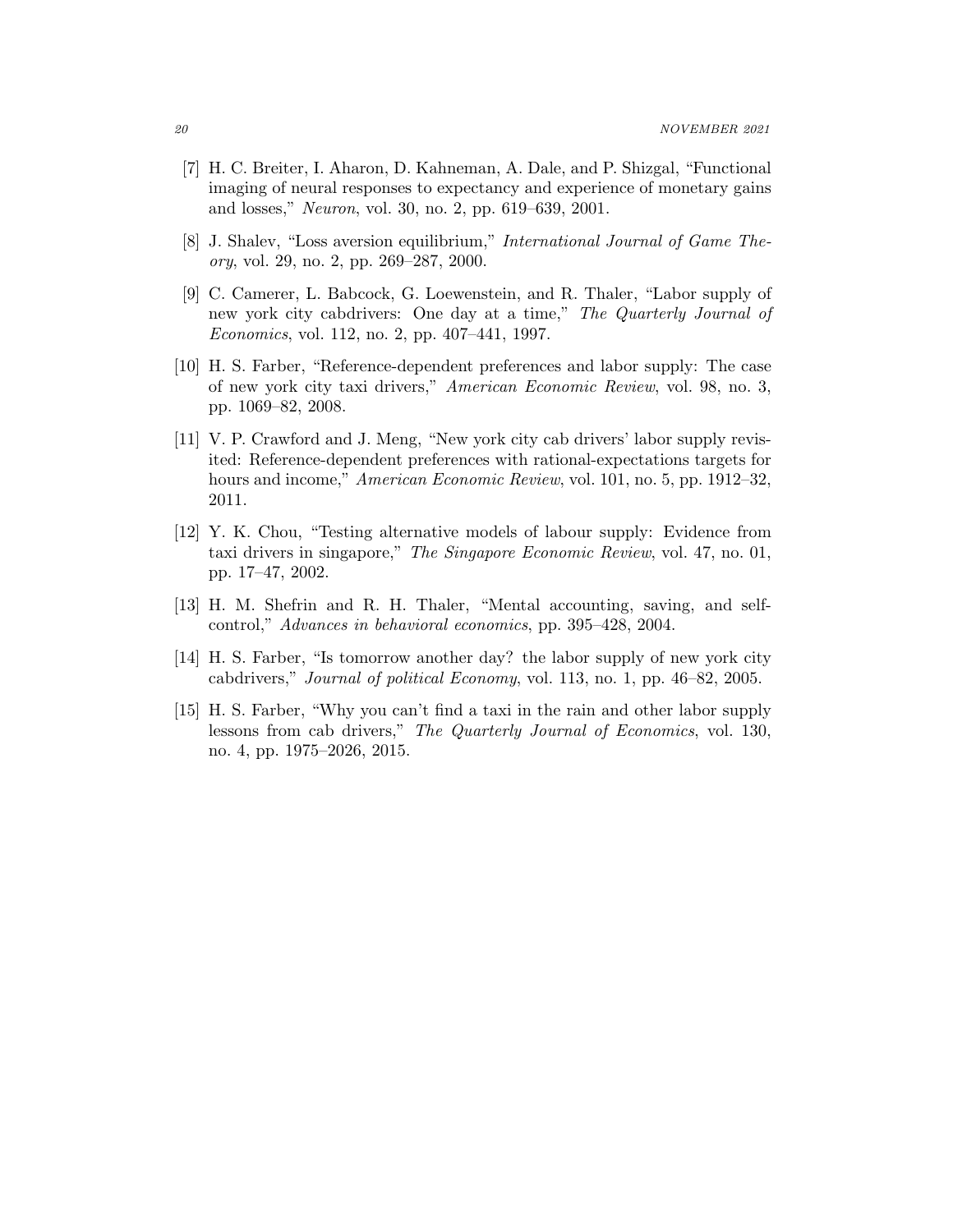[7] H. C. Breiter, I. Aharon, D. Kahneman, A. Dale, and P. Shizgal, "Functional imaging of neural responses to expectancy and experience of monetary gains and losses," *Neuron*, vol. 30, no. 2, pp. 619–639, 2001.

[8] J. Shalev, "Loss aversion equilibrium," *International Journal of Game Theory*, vol. 29, no. 2, pp. 269–287, 2000.

[9] C. Camerer, L. Babcock, G. Loewenstein, and R. Thaler, "Labor supply of new york city cabdrivers: One day at a time," *The Quarterly Journal of Economics*, vol. 112, no. 2, pp. 407–441, 1997.

[10] H. S. Farber, "Reference-dependent preferences and labor supply: The case of new york city taxi drivers," *American Economic Review*, vol. 98, no. 3, pp. 1069–82, 2008.

[11] V. P. Crawford and J. Meng, "New york city cab drivers' labor supply revisited: Reference-dependent preferences with rational-expectations targets for hours and income," *American Economic Review*, vol. 101, no. 5, pp. 1912–32, 2011.

[12] Y. K. Chou, "Testing alternative models of labour supply: Evidence from taxi drivers in singapore," *The Singapore Economic Review*, vol. 47, no. 01, pp. 17–47, 2002.

[13] H. M. Shefrin and R. H. Thaler, "Mental accounting, saving, and self-control," *Advances in behavioral economics*, pp. 395–428, 2004.

[14] H. S. Farber, "Is tomorrow another day? the labor supply of new york city cabdrivers," *Journal of political Economy*, vol. 113, no. 1, pp. 46–82, 2005.

[15] H. S. Farber, "Why you can't find a taxi in the rain and other labor supply lessons from cab drivers," *The Quarterly Journal of Economics*, vol. 130, no. 4, pp. 1975–2026, 2015.